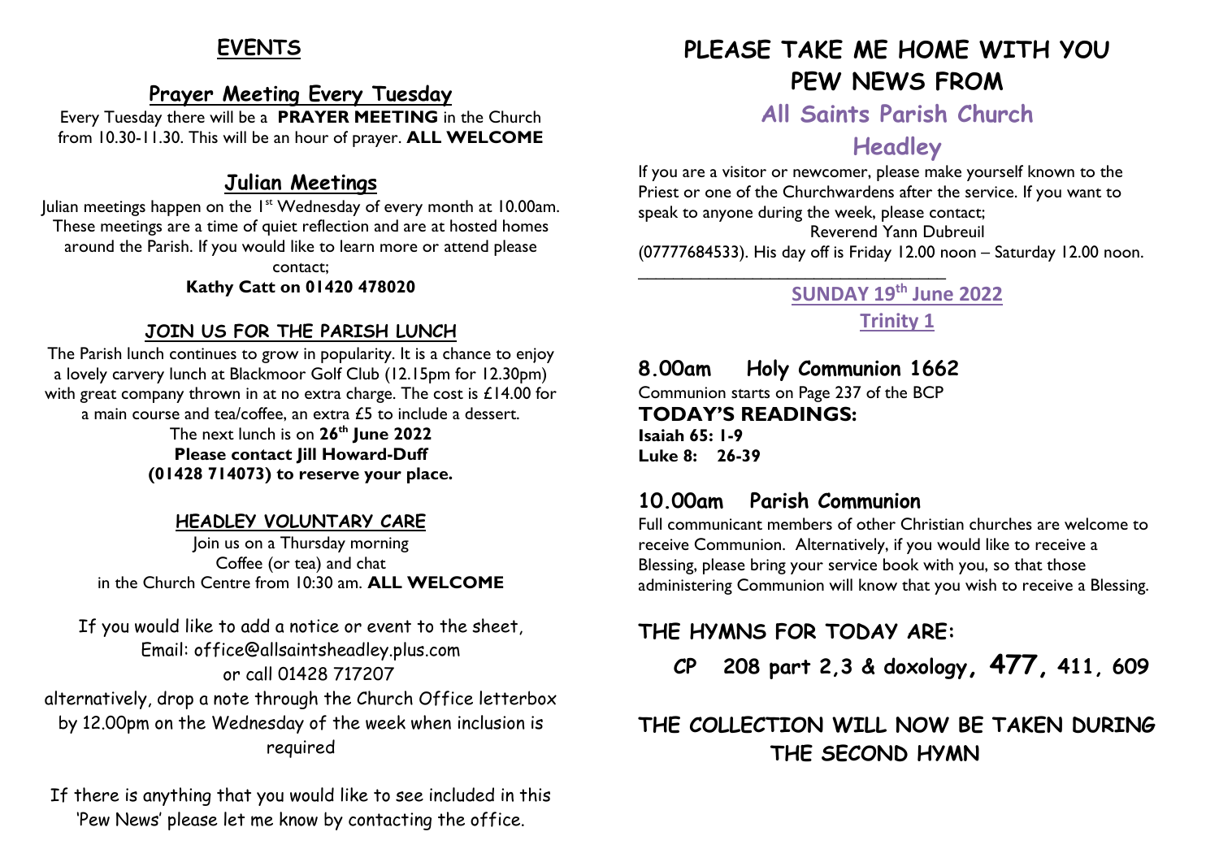## EVENTS

### Prayer Meeting Every Tuesday

Every Tuesday there will be a **PRAYER MEETING** in the Church from 10.30-11.30. This will be an hour of prayer. **ALL WELCOME**

### Julian Meetings

Julian meetings happen on the 1st Wednesday of every month at 10.00am. These meetings are a time of quiet reflection and are at hosted homes around the Parish. If you would like to learn more or attend please contact;

**Kathy Catt on 01420 478020**

### JOIN US FOR THE PARISH LUNCH

The Parish lunch continues to grow in popularity. It is a chance to enjoy a lovely carvery lunch at Blackmoor Golf Club (12.15pm for 12.30pm) with great company thrown in at no extra charge. The cost is £14.00 for a main course and tea/coffee, an extra £5 to include a dessert.

The next lunch is on **26th June 2022**
**Please contact Jill Howard-Duff (01428 714073) to reserve your place.**

### HEADLEY VOLUNTARY CARE

Join us on a Thursday morning
Coffee (or tea) and chat
in the Church Centre from 10:30 am. **ALL WELCOME**

If you would like to add a notice or event to the sheet,
Email: office@allsaintsheadley.plus.com
or call 01428 717207
alternatively, drop a note through the Church Office letterbox by 12.00pm on the Wednesday of the week when inclusion is required

If there is anything that you would like to see included in this 'Pew News' please let me know by contacting the office.

# PLEASE TAKE ME HOME WITH YOU PEW NEWS FROM

## All Saints Parish Church

## Headley

If you are a visitor or newcomer, please make yourself known to the Priest or one of the Churchwardens after the service. If you want to speak to anyone during the week, please contact;

Reverend Yann Dubreuil
(07777684533). His day off is Friday 12.00 noon – Saturday 12.00 noon.

---

**SUNDAY 19th June 2022**

**Trinity 1**

### 8.00am Holy Communion 1662

Communion starts on Page 237 of the BCP

**TODAY'S READINGS:**
**Isaiah 65: 1-9**
**Luke 8: 26-39**

### 10.00am Parish Communion

Full communicant members of other Christian churches are welcome to receive Communion. Alternatively, if you would like to receive a Blessing, please bring your service book with you, so that those administering Communion will know that you wish to receive a Blessing.

### THE HYMNS FOR TODAY ARE:

**CP 208 part 2,3 & doxology, 477, 411, 609**

### THE COLLECTION WILL NOW BE TAKEN DURING THE SECOND HYMN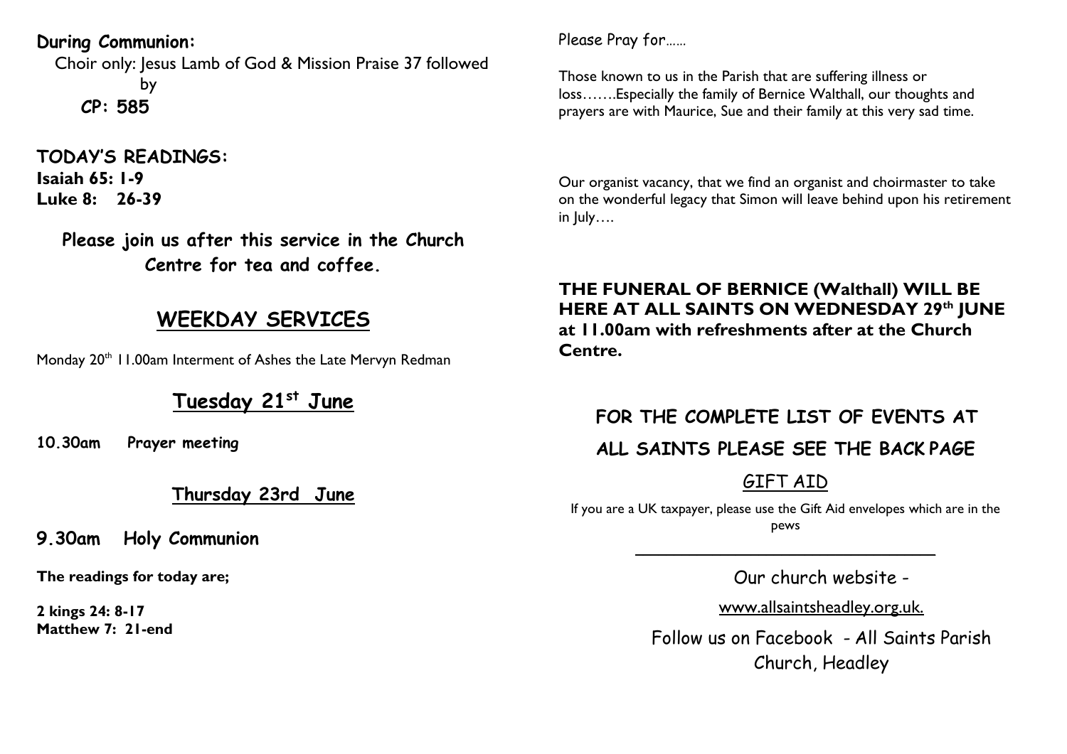**During Communion:**

Choir only: Jesus Lamb of God & Mission Praise 37 followed by

**CP: 585**

**TODAY'S READINGS:**
**Isaiah 65: 1-9**
**Luke 8: 26-39**

**Please join us after this service in the Church Centre for tea and coffee.**

## WEEKDAY SERVICES

Monday 20th 11.00am Interment of Ashes the Late Mervyn Redman

### Tuesday 21st June

**10.30am Prayer meeting**

### Thursday 23rd June

**9.30am Holy Communion**

**The readings for today are;**

**2 kings 24: 8-17**
**Matthew 7: 21-end**

Please Pray for……

Those known to us in the Parish that are suffering illness or loss…….Especially the family of Bernice Walthall, our thoughts and prayers are with Maurice, Sue and their family at this very sad time.

Our organist vacancy, that we find an organist and choirmaster to take on the wonderful legacy that Simon will leave behind upon his retirement in July….

**THE FUNERAL OF BERNICE (Walthall) WILL BE HERE AT ALL SAINTS ON WEDNESDAY 29th JUNE at 11.00am with refreshments after at the Church Centre.**

**FOR THE COMPLETE LIST OF EVENTS AT ALL SAINTS PLEASE SEE THE BACK PAGE**

GIFT AID

If you are a UK taxpayer, please use the Gift Aid envelopes which are in the pews

Our church website -

www.allsaintsheadley.org.uk.

Follow us on Facebook - All Saints Parish Church, Headley